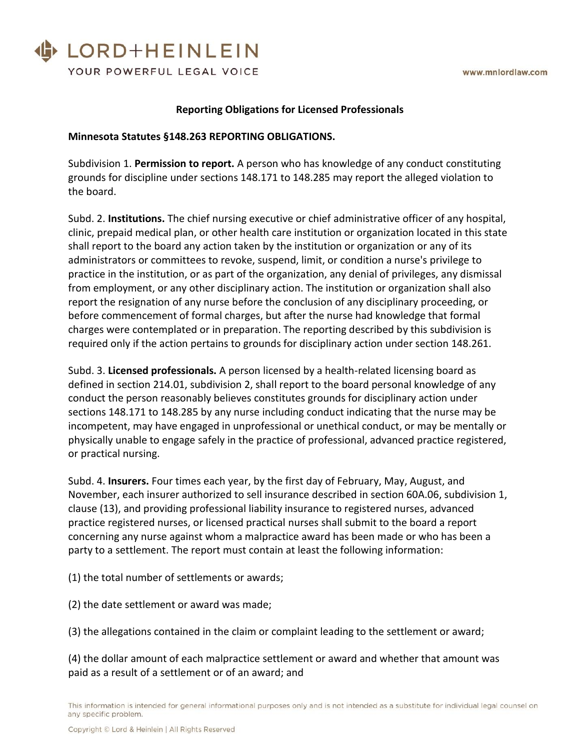# Reporting Obligations for Licensed Professionals

**Minnesota Statutes §148.263 REPORTING OBLIGATIONS.**

Subdivision 1. **Permission to report.** A person who has knowledge of any conduct constituting grounds for discipline under sections 148.171 to 148.285 may report the alleged violation to the board.

Subd. 2. **Institutions.** The chief nursing executive or chief administrative officer of any hospital, clinic, prepaid medical plan, or other health care institution or organization located in this state shall report to the board any action taken by the institution or organization or any of its administrators or committees to revoke, suspend, limit, or condition a nurse's privilege to practice in the institution, or as part of the organization, any denial of privileges, any dismissal from employment, or any other disciplinary action. The institution or organization shall also report the resignation of any nurse before the conclusion of any disciplinary proceeding, or before commencement of formal charges, but after the nurse had knowledge that formal charges were contemplated or in preparation. The reporting described by this subdivision is required only if the action pertains to grounds for disciplinary action under section 148.261.

Subd. 3. **Licensed professionals.** A person licensed by a health-related licensing board as defined in section 214.01, subdivision 2, shall report to the board personal knowledge of any conduct the person reasonably believes constitutes grounds for disciplinary action under sections 148.171 to 148.285 by any nurse including conduct indicating that the nurse may be incompetent, may have engaged in unprofessional or unethical conduct, or may be mentally or physically unable to engage safely in the practice of professional, advanced practice registered, or practical nursing.

Subd. 4. **Insurers.** Four times each year, by the first day of February, May, August, and November, each insurer authorized to sell insurance described in section 60A.06, subdivision 1, clause (13), and providing professional liability insurance to registered nurses, advanced practice registered nurses, or licensed practical nurses shall submit to the board a report concerning any nurse against whom a malpractice award has been made or who has been a party to a settlement. The report must contain at least the following information:

(1) the total number of settlements or awards;

(2) the date settlement or award was made;

(3) the allegations contained in the claim or complaint leading to the settlement or award;

(4) the dollar amount of each malpractice settlement or award and whether that amount was paid as a result of a settlement or of an award; and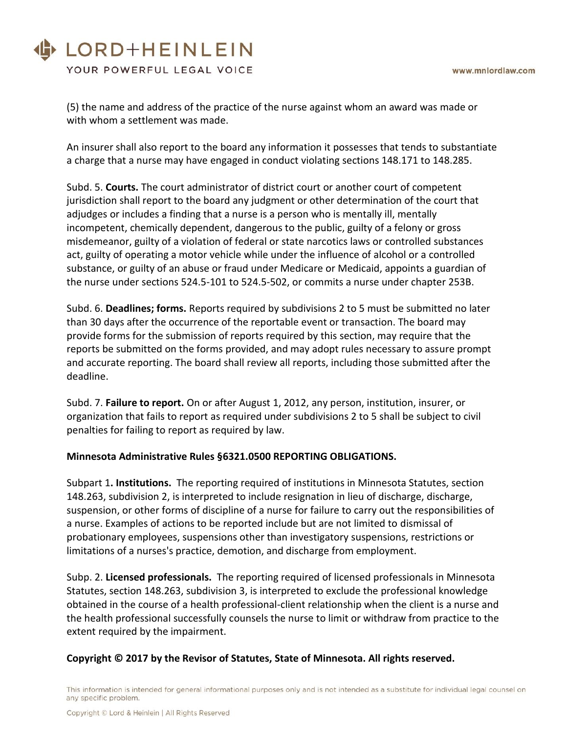(5) the name and address of the practice of the nurse against whom an award was made or with whom a settlement was made.

An insurer shall also report to the board any information it possesses that tends to substantiate a charge that a nurse may have engaged in conduct violating sections 148.171 to 148.285.

Subd. 5. **Courts.** The court administrator of district court or another court of competent jurisdiction shall report to the board any judgment or other determination of the court that adjudges or includes a finding that a nurse is a person who is mentally ill, mentally incompetent, chemically dependent, dangerous to the public, guilty of a felony or gross misdemeanor, guilty of a violation of federal or state narcotics laws or controlled substances act, guilty of operating a motor vehicle while under the influence of alcohol or a controlled substance, or guilty of an abuse or fraud under Medicare or Medicaid, appoints a guardian of the nurse under sections 524.5-101 to 524.5-502, or commits a nurse under chapter 253B.

Subd. 6. **Deadlines; forms.** Reports required by subdivisions 2 to 5 must be submitted no later than 30 days after the occurrence of the reportable event or transaction. The board may provide forms for the submission of reports required by this section, may require that the reports be submitted on the forms provided, and may adopt rules necessary to assure prompt and accurate reporting. The board shall review all reports, including those submitted after the deadline.

Subd. 7. **Failure to report.** On or after August 1, 2012, any person, institution, insurer, or organization that fails to report as required under subdivisions 2 to 5 shall be subject to civil penalties for failing to report as required by law.

**Minnesota Administrative Rules §6321.0500 REPORTING OBLIGATIONS.**

Subpart 1**. Institutions.** The reporting required of institutions in Minnesota Statutes, section 148.263, subdivision 2, is interpreted to include resignation in lieu of discharge, discharge, suspension, or other forms of discipline of a nurse for failure to carry out the responsibilities of a nurse. Examples of actions to be reported include but are not limited to dismissal of probationary employees, suspensions other than investigatory suspensions, restrictions or limitations of a nurses's practice, demotion, and discharge from employment.

Subp. 2. **Licensed professionals.** The reporting required of licensed professionals in Minnesota Statutes, section 148.263, subdivision 3, is interpreted to exclude the professional knowledge obtained in the course of a health professional-client relationship when the client is a nurse and the health professional successfully counsels the nurse to limit or withdraw from practice to the extent required by the impairment.

**Copyright © 2017 by the Revisor of Statutes, State of Minnesota. All rights reserved.**

This information is intended for general informational purposes only and is not intended as a substitute for individual legal counsel on any specific problem.

Copyright © Lord & Heinlein | All Rights Reserved